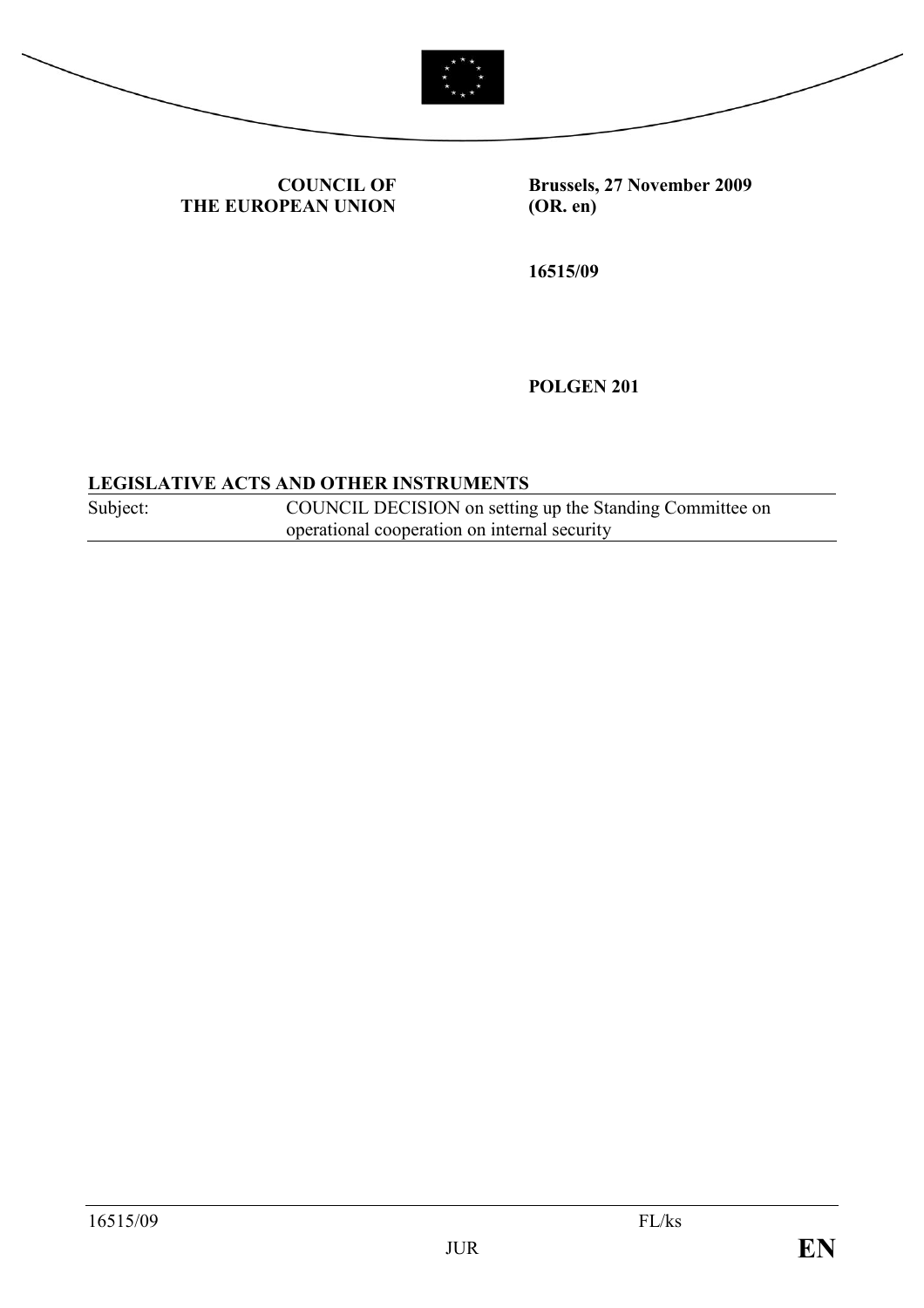**COUNCIL OF THE EUROPEAN UNION**

**Brussels, 27 November 2009 (OR. en)**

**16515/09**

**POLGEN 201**

**LEGISLATIVE ACTS AND OTHER INSTRUMENTS**

| Subject: | COUNCIL DECISION on setting up the Standing Committee on operational cooperation on internal security |
|---|---|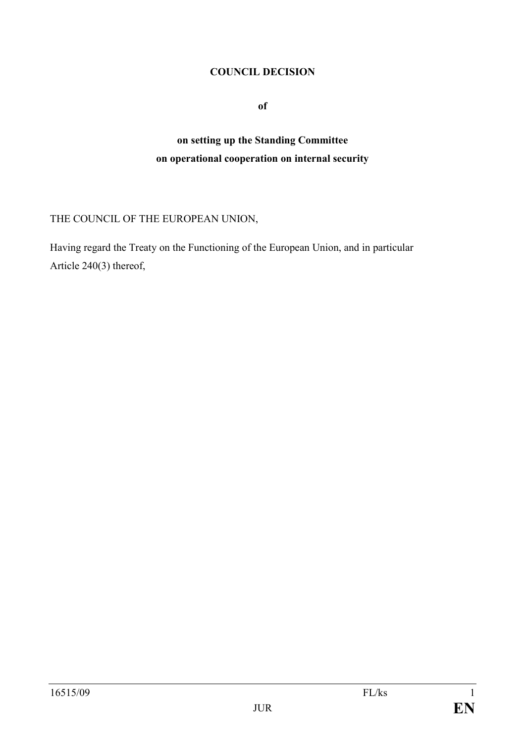**COUNCIL DECISION**

**of**

**on setting up the Standing Committee**
**on operational cooperation on internal security**

THE COUNCIL OF THE EUROPEAN UNION,

Having regard the Treaty on the Functioning of the European Union, and in particular Article 240(3) thereof,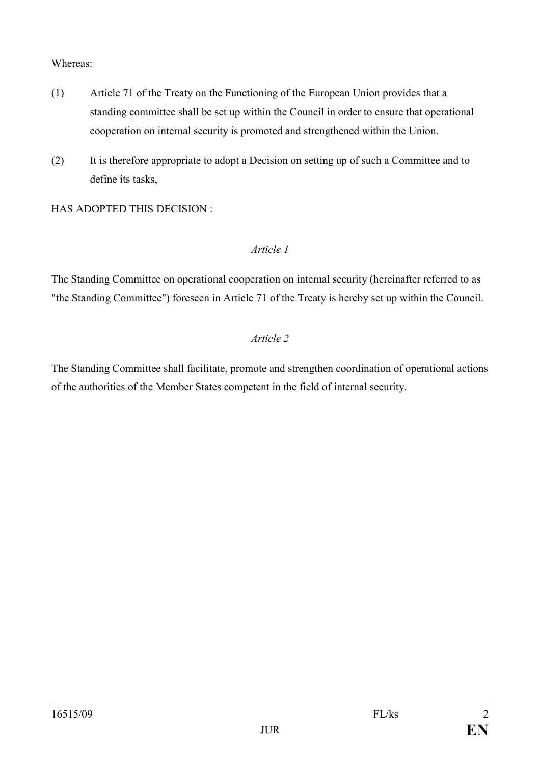Whereas:

(1) Article 71 of the Treaty on the Functioning of the European Union provides that a standing committee shall be set up within the Council in order to ensure that operational cooperation on internal security is promoted and strengthened within the Union.

(2) It is therefore appropriate to adopt a Decision on setting up of such a Committee and to define its tasks,

HAS ADOPTED THIS DECISION :

*Article 1*

The Standing Committee on operational cooperation on internal security (hereinafter referred to as "the Standing Committee") foreseen in Article 71 of the Treaty is hereby set up within the Council.

*Article 2*

The Standing Committee shall facilitate, promote and strengthen coordination of operational actions of the authorities of the Member States competent in the field of internal security.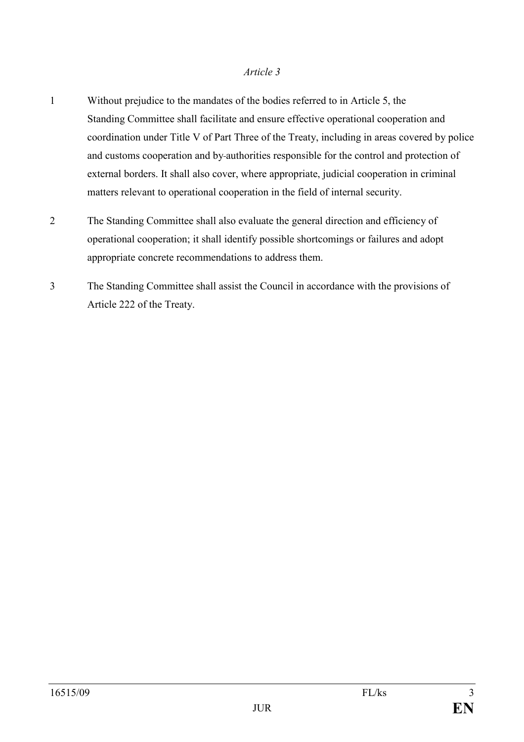*Article 3*

1 Without prejudice to the mandates of the bodies referred to in Article 5, the Standing Committee shall facilitate and ensure effective operational cooperation and coordination under Title V of Part Three of the Treaty, including in areas covered by police and customs cooperation and by authorities responsible for the control and protection of external borders. It shall also cover, where appropriate, judicial cooperation in criminal matters relevant to operational cooperation in the field of internal security.

2 The Standing Committee shall also evaluate the general direction and efficiency of operational cooperation; it shall identify possible shortcomings or failures and adopt appropriate concrete recommendations to address them.

3 The Standing Committee shall assist the Council in accordance with the provisions of Article 222 of the Treaty.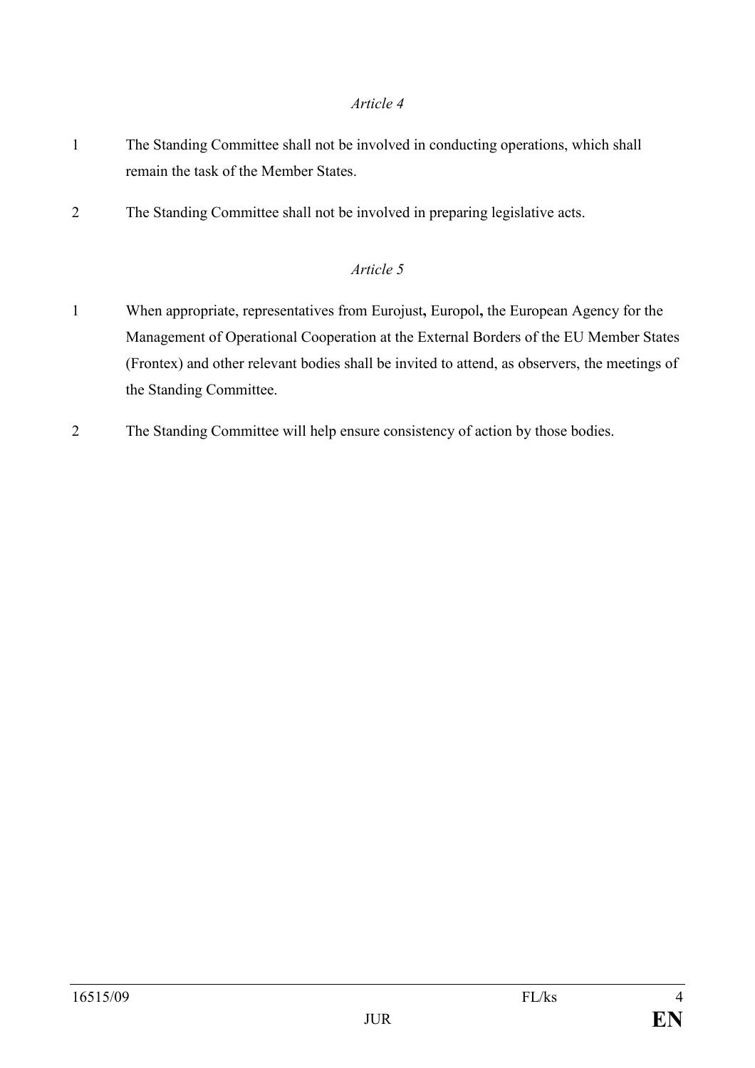*Article 4*

1 The Standing Committee shall not be involved in conducting operations, which shall remain the task of the Member States.

2 The Standing Committee shall not be involved in preparing legislative acts.

*Article 5*

1 When appropriate, representatives from Eurojust**,** Europol**,** the European Agency for the Management of Operational Cooperation at the External Borders of the EU Member States (Frontex) and other relevant bodies shall be invited to attend, as observers, the meetings of the Standing Committee.

2 The Standing Committee will help ensure consistency of action by those bodies.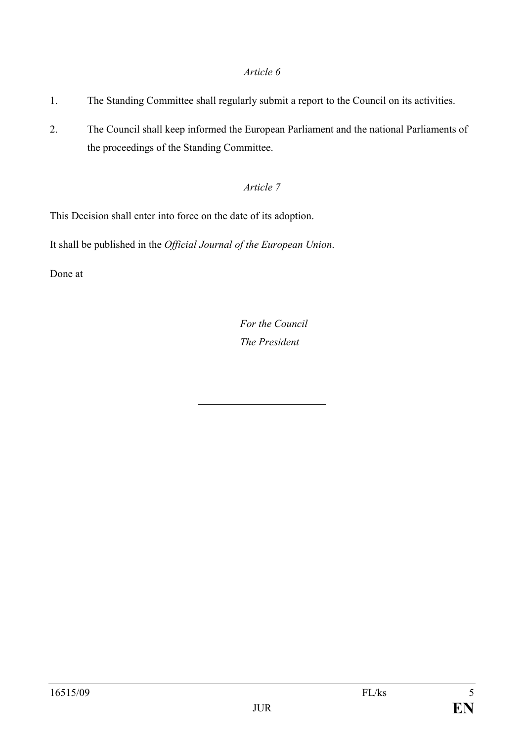*Article 6*

1. The Standing Committee shall regularly submit a report to the Council on its activities.

2. The Council shall keep informed the European Parliament and the national Parliaments of the proceedings of the Standing Committee.

*Article 7*

This Decision shall enter into force on the date of its adoption.

It shall be published in the *Official Journal of the European Union*.

Done at

*For the Council*
*The President*